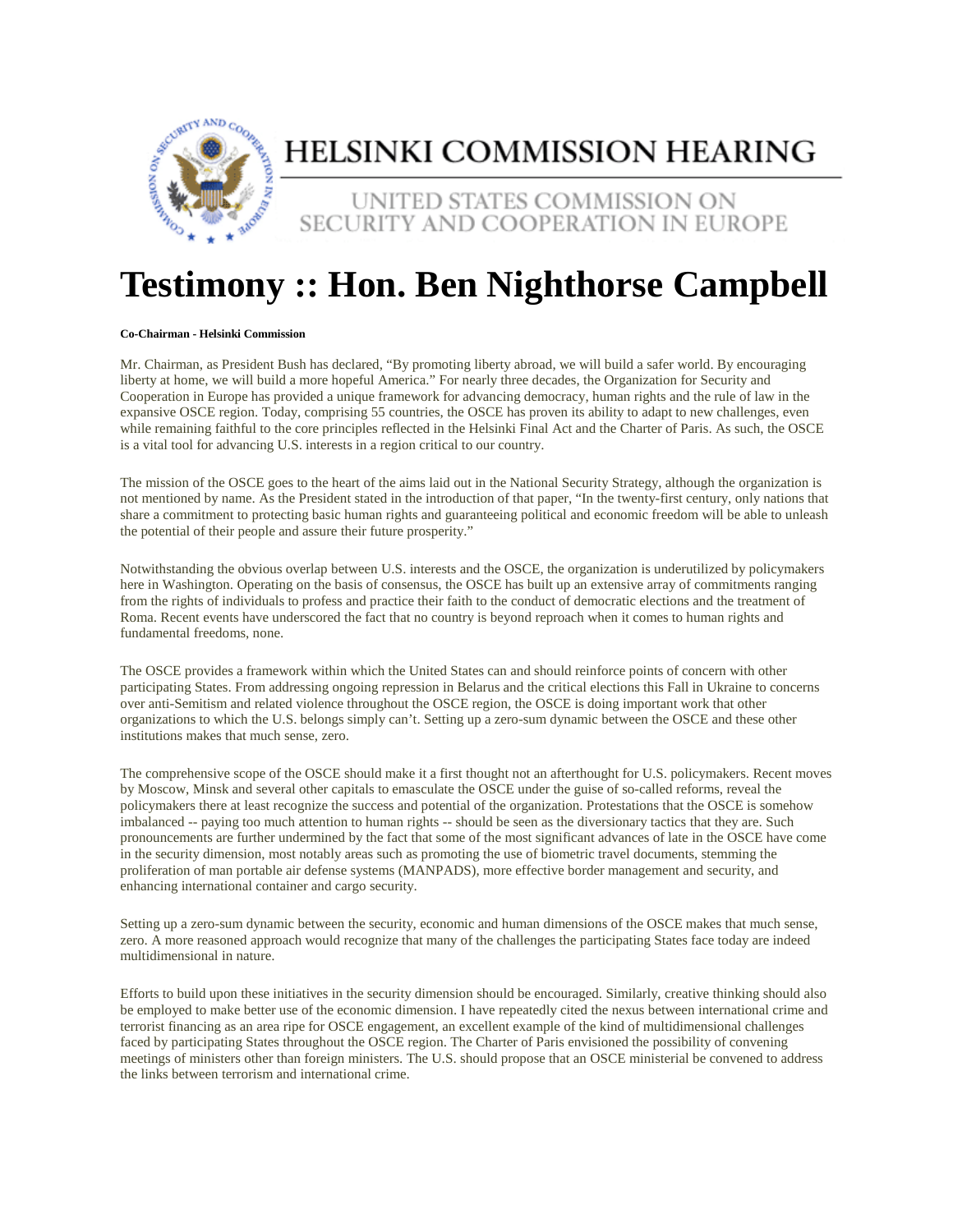# HELSINKI COMMISSION HEARING

## UNITED STATES COMMISSION ON SECURITY AND COOPERATION IN EUROPE

# Testimony :: Hon. Ben Nighthorse Campbell

**Co-Chairman - Helsinki Commission**

Mr. Chairman, as President Bush has declared, "By promoting liberty abroad, we will build a safer world. By encouraging liberty at home, we will build a more hopeful America." For nearly three decades, the Organization for Security and Cooperation in Europe has provided a unique framework for advancing democracy, human rights and the rule of law in the expansive OSCE region. Today, comprising 55 countries, the OSCE has proven its ability to adapt to new challenges, even while remaining faithful to the core principles reflected in the Helsinki Final Act and the Charter of Paris. As such, the OSCE is a vital tool for advancing U.S. interests in a region critical to our country.

The mission of the OSCE goes to the heart of the aims laid out in the National Security Strategy, although the organization is not mentioned by name. As the President stated in the introduction of that paper, "In the twenty-first century, only nations that share a commitment to protecting basic human rights and guaranteeing political and economic freedom will be able to unleash the potential of their people and assure their future prosperity."

Notwithstanding the obvious overlap between U.S. interests and the OSCE, the organization is underutilized by policymakers here in Washington. Operating on the basis of consensus, the OSCE has built up an extensive array of commitments ranging from the rights of individuals to profess and practice their faith to the conduct of democratic elections and the treatment of Roma. Recent events have underscored the fact that no country is beyond reproach when it comes to human rights and fundamental freedoms, none.

The OSCE provides a framework within which the United States can and should reinforce points of concern with other participating States. From addressing ongoing repression in Belarus and the critical elections this Fall in Ukraine to concerns over anti-Semitism and related violence throughout the OSCE region, the OSCE is doing important work that other organizations to which the U.S. belongs simply can't. Setting up a zero-sum dynamic between the OSCE and these other institutions makes that much sense, zero.

The comprehensive scope of the OSCE should make it a first thought not an afterthought for U.S. policymakers. Recent moves by Moscow, Minsk and several other capitals to emasculate the OSCE under the guise of so-called reforms, reveal the policymakers there at least recognize the success and potential of the organization. Protestations that the OSCE is somehow imbalanced -- paying too much attention to human rights -- should be seen as the diversionary tactics that they are. Such pronouncements are further undermined by the fact that some of the most significant advances of late in the OSCE have come in the security dimension, most notably areas such as promoting the use of biometric travel documents, stemming the proliferation of man portable air defense systems (MANPADS), more effective border management and security, and enhancing international container and cargo security.

Setting up a zero-sum dynamic between the security, economic and human dimensions of the OSCE makes that much sense, zero. A more reasoned approach would recognize that many of the challenges the participating States face today are indeed multidimensional in nature.

Efforts to build upon these initiatives in the security dimension should be encouraged. Similarly, creative thinking should also be employed to make better use of the economic dimension. I have repeatedly cited the nexus between international crime and terrorist financing as an area ripe for OSCE engagement, an excellent example of the kind of multidimensional challenges faced by participating States throughout the OSCE region. The Charter of Paris envisioned the possibility of convening meetings of ministers other than foreign ministers. The U.S. should propose that an OSCE ministerial be convened to address the links between terrorism and international crime.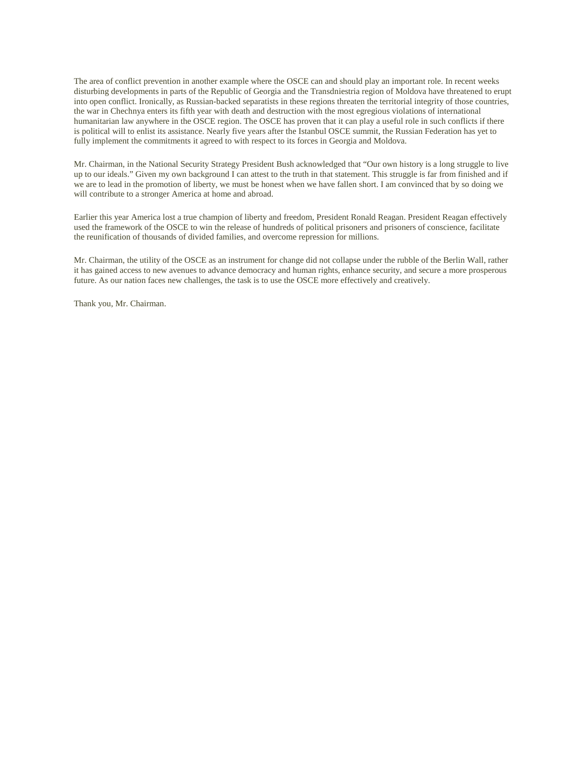The area of conflict prevention in another example where the OSCE can and should play an important role. In recent weeks disturbing developments in parts of the Republic of Georgia and the Transdniestria region of Moldova have threatened to erupt into open conflict. Ironically, as Russian-backed separatists in these regions threaten the territorial integrity of those countries, the war in Chechnya enters its fifth year with death and destruction with the most egregious violations of international humanitarian law anywhere in the OSCE region. The OSCE has proven that it can play a useful role in such conflicts if there is political will to enlist its assistance. Nearly five years after the Istanbul OSCE summit, the Russian Federation has yet to fully implement the commitments it agreed to with respect to its forces in Georgia and Moldova.

Mr. Chairman, in the National Security Strategy President Bush acknowledged that "Our own history is a long struggle to live up to our ideals." Given my own background I can attest to the truth in that statement. This struggle is far from finished and if we are to lead in the promotion of liberty, we must be honest when we have fallen short. I am convinced that by so doing we will contribute to a stronger America at home and abroad.

Earlier this year America lost a true champion of liberty and freedom, President Ronald Reagan. President Reagan effectively used the framework of the OSCE to win the release of hundreds of political prisoners and prisoners of conscience, facilitate the reunification of thousands of divided families, and overcome repression for millions.

Mr. Chairman, the utility of the OSCE as an instrument for change did not collapse under the rubble of the Berlin Wall, rather it has gained access to new avenues to advance democracy and human rights, enhance security, and secure a more prosperous future. As our nation faces new challenges, the task is to use the OSCE more effectively and creatively.

Thank you, Mr. Chairman.